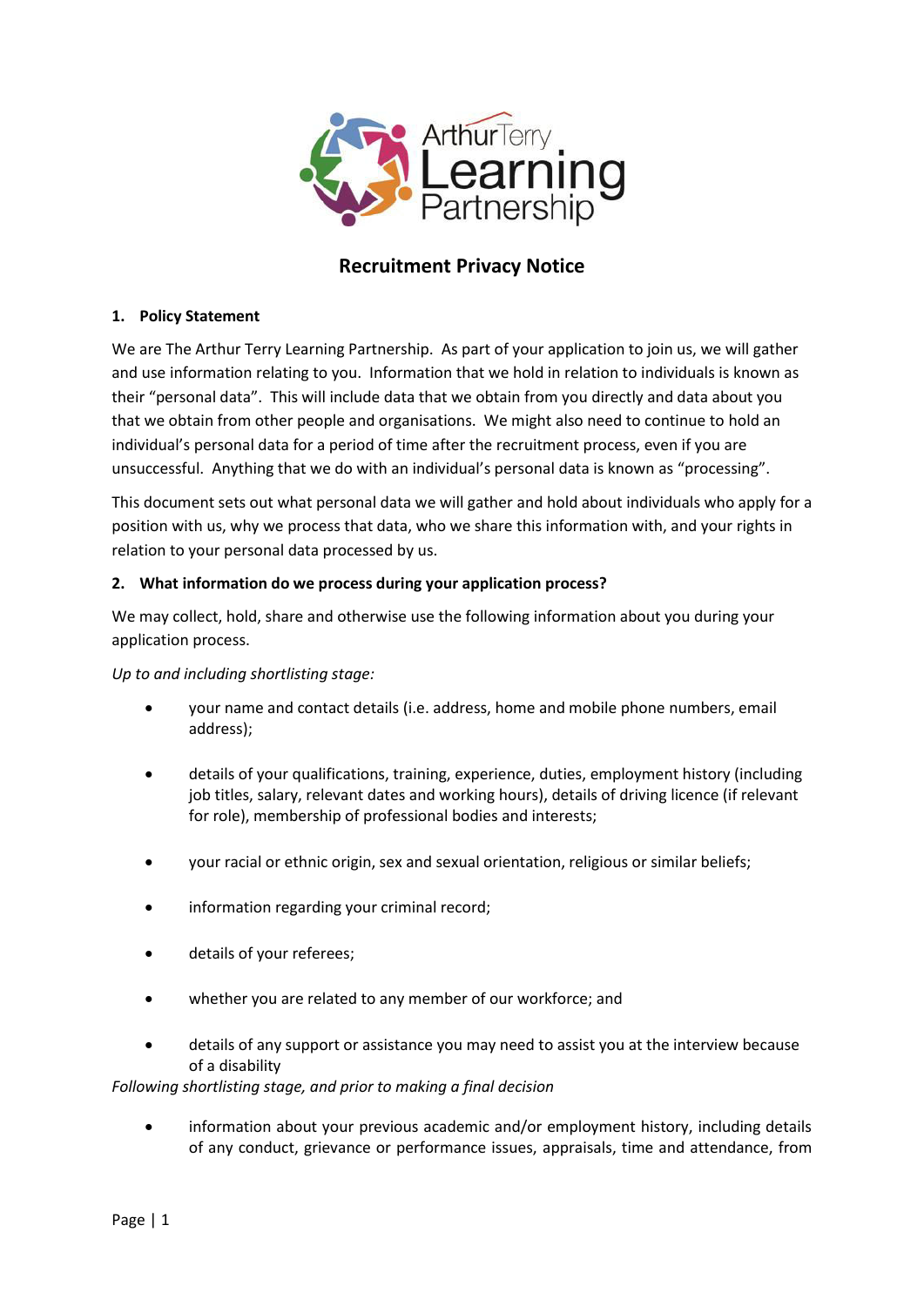# Recruitment Privacy Notice

## 1. Policy Statement

We are The Arthur Terry Learning Partnership. As part of your application to join us, we will gather and use information relating to you. Information that we hold in relation to individuals is known as their "personal data". This will include data that we obtain from you directly and data about you that we obtain from other people and organisations. We might also need to continue to hold an individual's personal data for a period of time after the recruitment process, even if you are unsuccessful. Anything that we do with an individual's personal data is known as "processing".

This document sets out what personal data we will gather and hold about individuals who apply for a position with us, why we process that data, who we share this information with, and your rights in relation to your personal data processed by us.

## 2. What information do we process during your application process?

We may collect, hold, share and otherwise use the following information about you during your application process.

*Up to and including shortlisting stage:*

- your name and contact details (i.e. address, home and mobile phone numbers, email address);
- details of your qualifications, training, experience, duties, employment history (including job titles, salary, relevant dates and working hours), details of driving licence (if relevant for role), membership of professional bodies and interests;
- your racial or ethnic origin, sex and sexual orientation, religious or similar beliefs;
- information regarding your criminal record;
- details of your referees;
- whether you are related to any member of our workforce; and
- details of any support or assistance you may need to assist you at the interview because of a disability

*Following shortlisting stage, and prior to making a final decision*

- information about your previous academic and/or employment history, including details of any conduct, grievance or performance issues, appraisals, time and attendance, from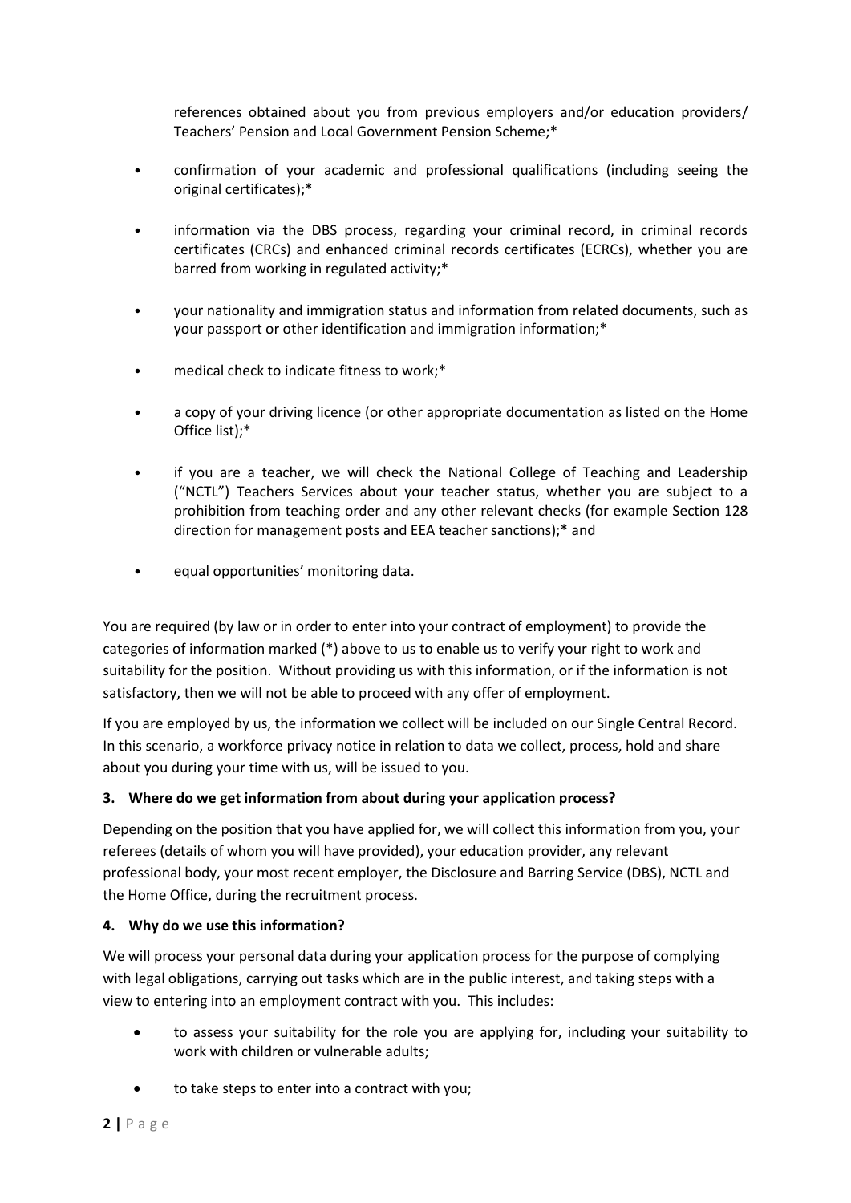references obtained about you from previous employers and/or education providers/ Teachers' Pension and Local Government Pension Scheme;*

- confirmation of your academic and professional qualifications (including seeing the original certificates);*
- information via the DBS process, regarding your criminal record, in criminal records certificates (CRCs) and enhanced criminal records certificates (ECRCs), whether you are barred from working in regulated activity;*
- your nationality and immigration status and information from related documents, such as your passport or other identification and immigration information;*
- medical check to indicate fitness to work;*
- a copy of your driving licence (or other appropriate documentation as listed on the Home Office list);*
- if you are a teacher, we will check the National College of Teaching and Leadership ("NCTL") Teachers Services about your teacher status, whether you are subject to a prohibition from teaching order and any other relevant checks (for example Section 128 direction for management posts and EEA teacher sanctions);* and
- equal opportunities' monitoring data.

You are required (by law or in order to enter into your contract of employment) to provide the categories of information marked (*) above to us to enable us to verify your right to work and suitability for the position. Without providing us with this information, or if the information is not satisfactory, then we will not be able to proceed with any offer of employment.

If you are employed by us, the information we collect will be included on our Single Central Record. In this scenario, a workforce privacy notice in relation to data we collect, process, hold and share about you during your time with us, will be issued to you.

### 3. Where do we get information from about during your application process?

Depending on the position that you have applied for, we will collect this information from you, your referees (details of whom you will have provided), your education provider, any relevant professional body, your most recent employer, the Disclosure and Barring Service (DBS), NCTL and the Home Office, during the recruitment process.

### 4. Why do we use this information?

We will process your personal data during your application process for the purpose of complying with legal obligations, carrying out tasks which are in the public interest, and taking steps with a view to entering into an employment contract with you. This includes:

- to assess your suitability for the role you are applying for, including your suitability to work with children or vulnerable adults;
- to take steps to enter into a contract with you;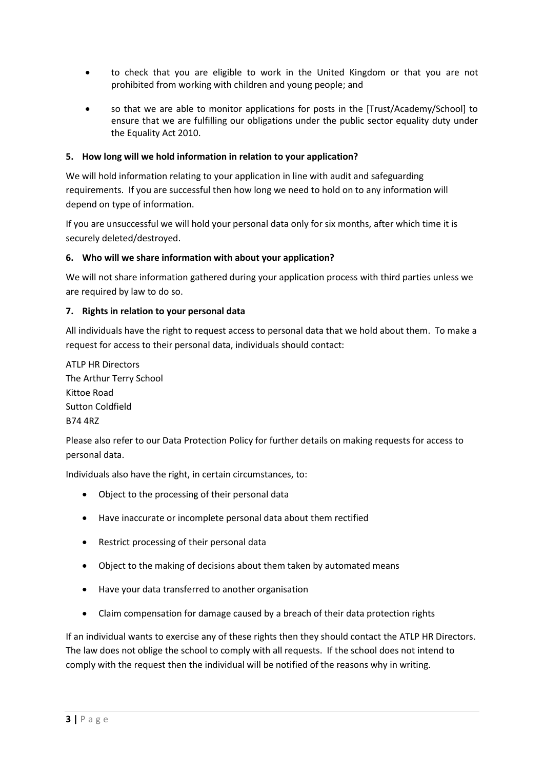- to check that you are eligible to work in the United Kingdom or that you are not prohibited from working with children and young people; and

- so that we are able to monitor applications for posts in the [Trust/Academy/School] to ensure that we are fulfilling our obligations under the public sector equality duty under the Equality Act 2010.

**5. How long will we hold information in relation to your application?**

We will hold information relating to your application in line with audit and safeguarding requirements. If you are successful then how long we need to hold on to any information will depend on type of information.

If you are unsuccessful we will hold your personal data only for six months, after which time it is securely deleted/destroyed.

**6. Who will we share information with about your application?**

We will not share information gathered during your application process with third parties unless we are required by law to do so.

**7. Rights in relation to your personal data**

All individuals have the right to request access to personal data that we hold about them. To make a request for access to their personal data, individuals should contact:

ATLP HR Directors
The Arthur Terry School
Kittoe Road
Sutton Coldfield
B74 4RZ

Please also refer to our Data Protection Policy for further details on making requests for access to personal data.

Individuals also have the right, in certain circumstances, to:

- Object to the processing of their personal data
- Have inaccurate or incomplete personal data about them rectified
- Restrict processing of their personal data
- Object to the making of decisions about them taken by automated means
- Have your data transferred to another organisation
- Claim compensation for damage caused by a breach of their data protection rights

If an individual wants to exercise any of these rights then they should contact the ATLP HR Directors. The law does not oblige the school to comply with all requests. If the school does not intend to comply with the request then the individual will be notified of the reasons why in writing.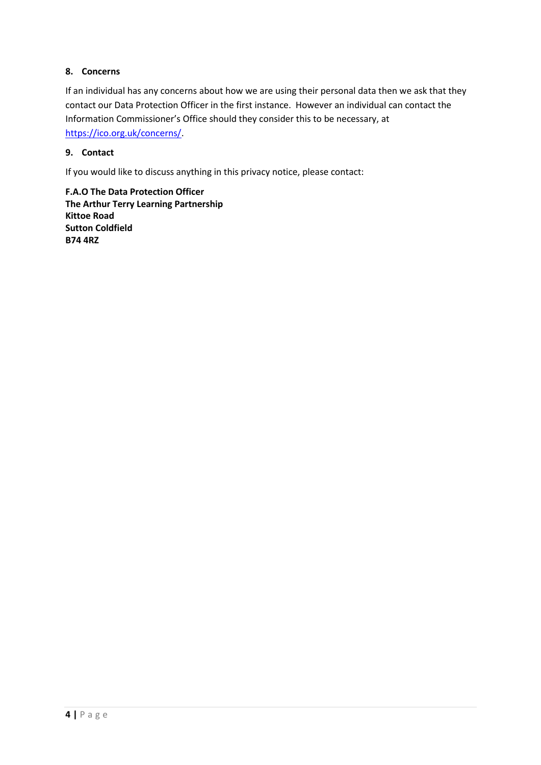## 8. Concerns

If an individual has any concerns about how we are using their personal data then we ask that they contact our Data Protection Officer in the first instance. However an individual can contact the Information Commissioner's Office should they consider this to be necessary, at https://ico.org.uk/concerns/.

## 9. Contact

If you would like to discuss anything in this privacy notice, please contact:

**F.A.O The Data Protection Officer**
**The Arthur Terry Learning Partnership**
**Kittoe Road**
**Sutton Coldfield**
**B74 4RZ**